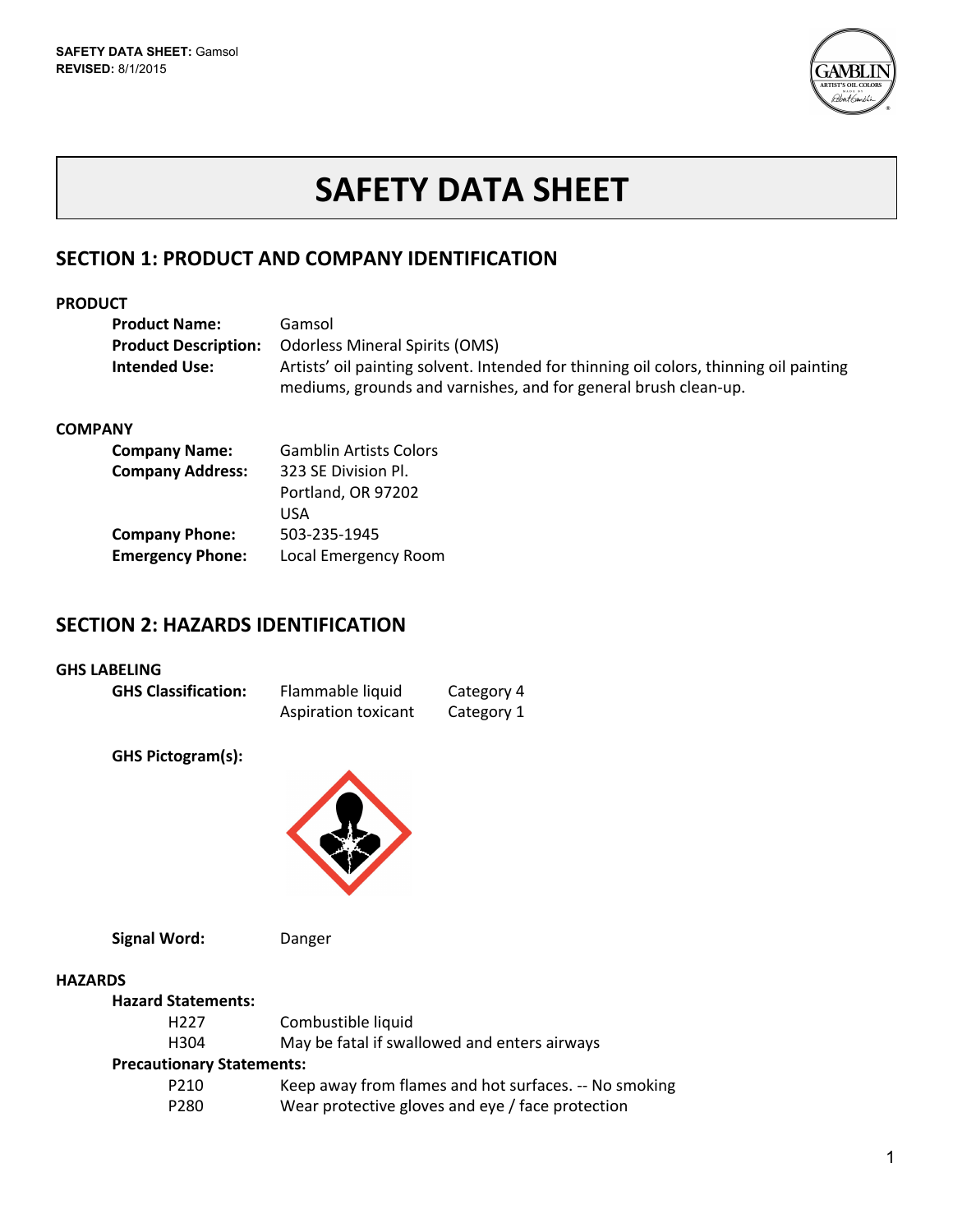# SAFETY DATA SHEET

## SECTION 1: PRODUCT AND COMPANY IDENTIFICATION

### PRODUCT

| | |
|---|---|
| **Product Name:** | Gamsol |
| **Product Description:** | Odorless Mineral Spirits (OMS) |
| **Intended Use:** | Artists' oil painting solvent. Intended for thinning oil colors, thinning oil painting mediums, grounds and varnishes, and for general brush clean-up. |

### COMPANY

| | |
|---|---|
| **Company Name:** | Gamblin Artists Colors |
| **Company Address:** | 323 SE Division Pl.<br>Portland, OR 97202<br>USA |
| **Company Phone:** | 503-235-1945 |
| **Emergency Phone:** | Local Emergency Room |

## SECTION 2: HAZARDS IDENTIFICATION

### GHS LABELING

| | | |
|---|---|---|
| **GHS Classification:** | Flammable liquid | Category 4 |
| | Aspiration toxicant | Category 1 |

**GHS Pictogram(s):**

**Signal Word:** Danger

### HAZARDS

**Hazard Statements:**

| | |
|---|---|
| H227 | Combustible liquid |
| H304 | May be fatal if swallowed and enters airways |

**Precautionary Statements:**

| | |
|---|---|
| P210 | Keep away from flames and hot surfaces. -- No smoking |
| P280 | Wear protective gloves and eye / face protection |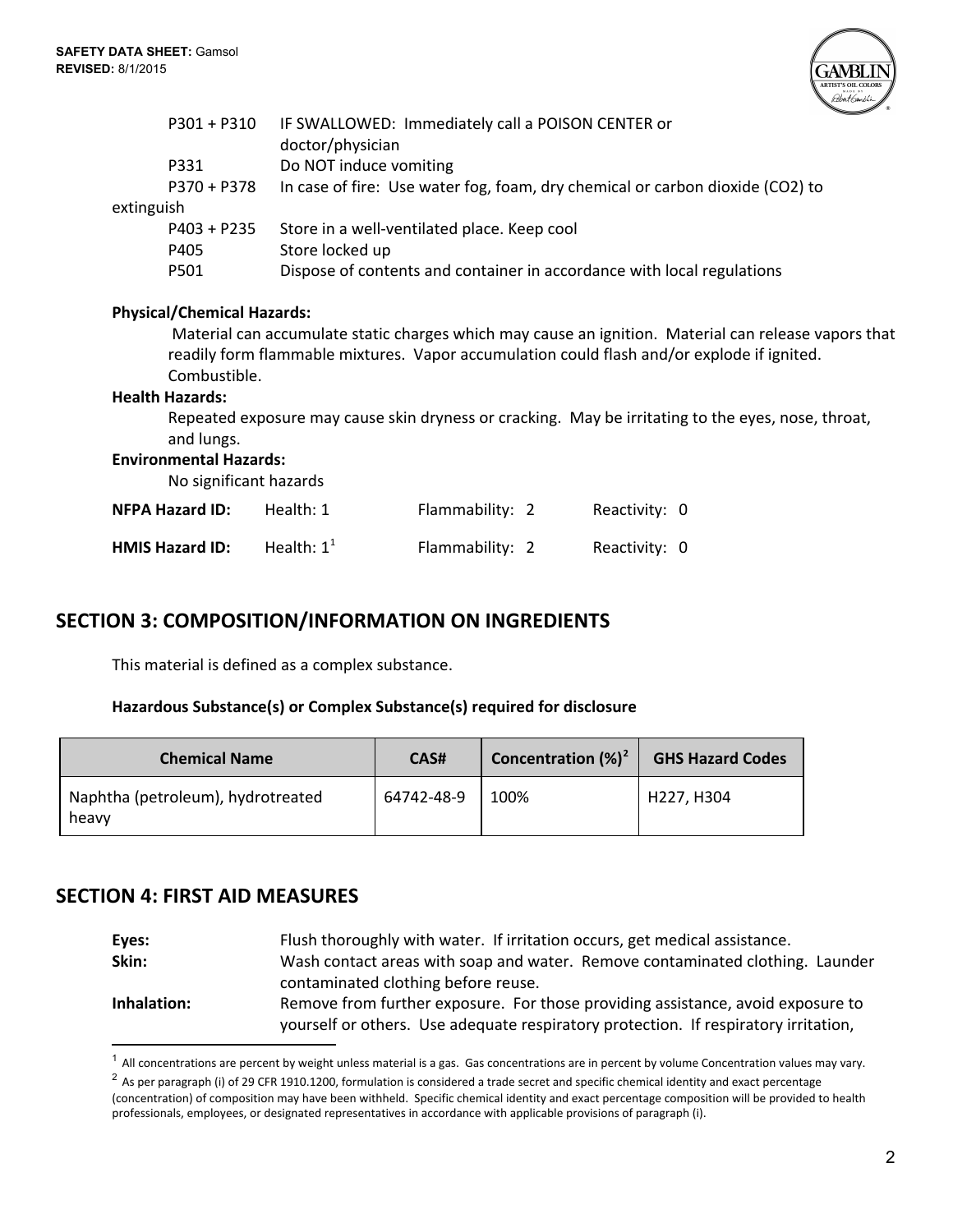| | |
|---|---|
| P301 + P310 | IF SWALLOWED: Immediately call a POISON CENTER or doctor/physician |
| P331 | Do NOT induce vomiting |
| P370 + P378 | In case of fire: Use water fog, foam, dry chemical or carbon dioxide (CO2) to extinguish |
| P403 + P235 | Store in a well-ventilated place. Keep cool |
| P405 | Store locked up |
| P501 | Dispose of contents and container in accordance with local regulations |

**Physical/Chemical Hazards:**

Material can accumulate static charges which may cause an ignition. Material can release vapors that readily form flammable mixtures. Vapor accumulation could flash and/or explode if ignited. Combustible.

**Health Hazards:**

Repeated exposure may cause skin dryness or cracking. May be irritating to the eyes, nose, throat, and lungs.

**Environmental Hazards:**

No significant hazards

| | | | |
|---|---|---|---|
| **NFPA Hazard ID:** | Health: 1 | Flammability: 2 | Reactivity: 0 |
| **HMIS Hazard ID:** | Health: 1[1] | Flammability: 2 | Reactivity: 0 |

## SECTION 3: COMPOSITION/INFORMATION ON INGREDIENTS

This material is defined as a complex substance.

**Hazardous Substance(s) or Complex Substance(s) required for disclosure**

| Chemical Name | CAS# | Concentration (%)[2] | GHS Hazard Codes |
|---|---|---|---|
| Naphtha (petroleum), hydrotreated heavy | 64742-48-9 | 100% | H227, H304 |

## SECTION 4: FIRST AID MEASURES

**Eyes:** Flush thoroughly with water. If irritation occurs, get medical assistance.

**Skin:** Wash contact areas with soap and water. Remove contaminated clothing. Launder contaminated clothing before reuse.

**Inhalation:** Remove from further exposure. For those providing assistance, avoid exposure to yourself or others. Use adequate respiratory protection. If respiratory irritation,

---

[1] All concentrations are percent by weight unless material is a gas. Gas concentrations are in percent by volume Concentration values may vary.

[2] As per paragraph (i) of 29 CFR 1910.1200, formulation is considered a trade secret and specific chemical identity and exact percentage (concentration) of composition may have been withheld. Specific chemical identity and exact percentage composition will be provided to health professionals, employees, or designated representatives in accordance with applicable provisions of paragraph (i).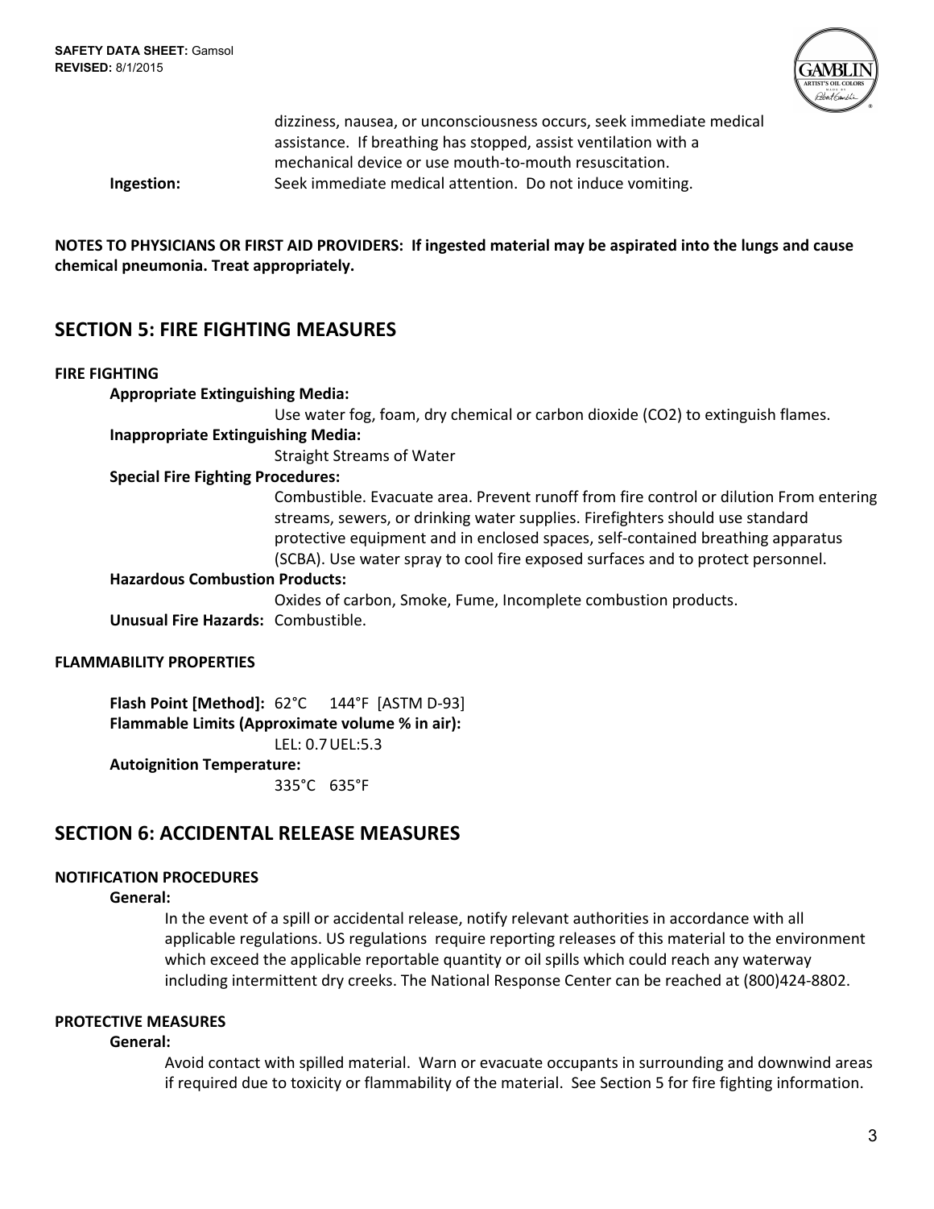dizziness, nausea, or unconsciousness occurs, seek immediate medical assistance. If breathing has stopped, assist ventilation with a mechanical device or use mouth-to-mouth resuscitation.

**Ingestion:** Seek immediate medical attention. Do not induce vomiting.

**NOTES TO PHYSICIANS OR FIRST AID PROVIDERS: If ingested material may be aspirated into the lungs and cause chemical pneumonia. Treat appropriately.**

## SECTION 5: FIRE FIGHTING MEASURES

**FIRE FIGHTING**

**Appropriate Extinguishing Media:**
Use water fog, foam, dry chemical or carbon dioxide ($CO_2$) to extinguish flames.

**Inappropriate Extinguishing Media:**
Straight Streams of Water

**Special Fire Fighting Procedures:**
Combustible. Evacuate area. Prevent runoff from fire control or dilution From entering streams, sewers, or drinking water supplies. Firefighters should use standard protective equipment and in enclosed spaces, self-contained breathing apparatus (SCBA). Use water spray to cool fire exposed surfaces and to protect personnel.

**Hazardous Combustion Products:**
Oxides of carbon, Smoke, Fume, Incomplete combustion products.

**Unusual Fire Hazards:** Combustible.

**FLAMMABILITY PROPERTIES**

**Flash Point [Method]:** 62°C 144°F [ASTM D-93]

**Flammable Limits (Approximate volume % in air):**
LEL: 0.7 UEL:5.3

**Autoignition Temperature:**
335°C 635°F

## SECTION 6: ACCIDENTAL RELEASE MEASURES

**NOTIFICATION PROCEDURES**

**General:**
In the event of a spill or accidental release, notify relevant authorities in accordance with all applicable regulations. US regulations require reporting releases of this material to the environment which exceed the applicable reportable quantity or oil spills which could reach any waterway including intermittent dry creeks. The National Response Center can be reached at (800)424-8802.

**PROTECTIVE MEASURES**

**General:**
Avoid contact with spilled material. Warn or evacuate occupants in surrounding and downwind areas if required due to toxicity or flammability of the material. See Section 5 for fire fighting information.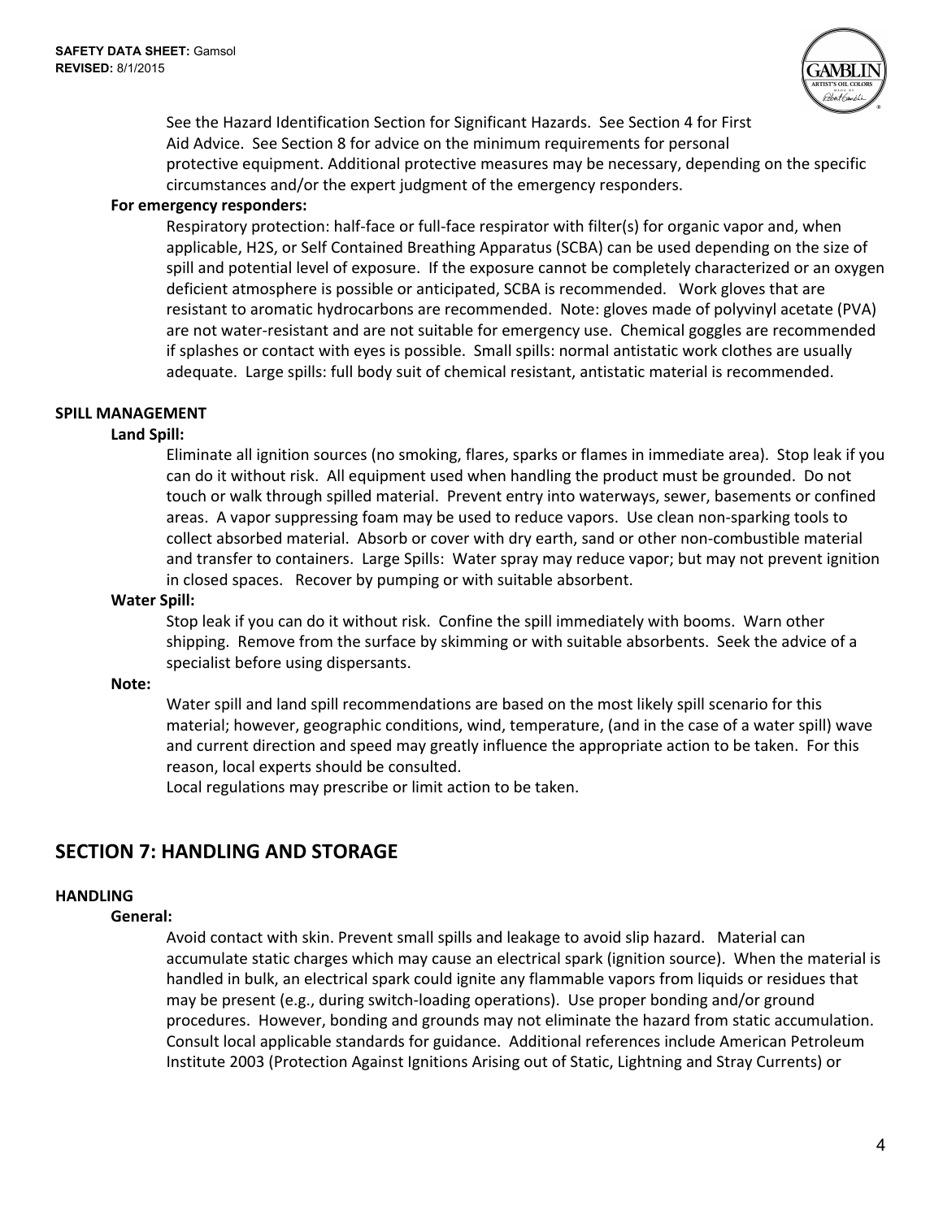See the Hazard Identification Section for Significant Hazards. See Section 4 for First Aid Advice. See Section 8 for advice on the minimum requirements for personal protective equipment. Additional protective measures may be necessary, depending on the specific circumstances and/or the expert judgment of the emergency responders.

**For emergency responders:**

Respiratory protection: half-face or full-face respirator with filter(s) for organic vapor and, when applicable, $H_2S$, or Self Contained Breathing Apparatus (SCBA) can be used depending on the size of spill and potential level of exposure. If the exposure cannot be completely characterized or an oxygen deficient atmosphere is possible or anticipated, SCBA is recommended. Work gloves that are resistant to aromatic hydrocarbons are recommended. Note: gloves made of polyvinyl acetate (PVA) are not water-resistant and are not suitable for emergency use. Chemical goggles are recommended if splashes or contact with eyes is possible. Small spills: normal antistatic work clothes are usually adequate. Large spills: full body suit of chemical resistant, antistatic material is recommended.

**SPILL MANAGEMENT**

**Land Spill:**

Eliminate all ignition sources (no smoking, flares, sparks or flames in immediate area). Stop leak if you can do it without risk. All equipment used when handling the product must be grounded. Do not touch or walk through spilled material. Prevent entry into waterways, sewer, basements or confined areas. A vapor suppressing foam may be used to reduce vapors. Use clean non-sparking tools to collect absorbed material. Absorb or cover with dry earth, sand or other non-combustible material and transfer to containers. Large Spills: Water spray may reduce vapor; but may not prevent ignition in closed spaces. Recover by pumping or with suitable absorbent.

**Water Spill:**

Stop leak if you can do it without risk. Confine the spill immediately with booms. Warn other shipping. Remove from the surface by skimming or with suitable absorbents. Seek the advice of a specialist before using dispersants.

**Note:**

Water spill and land spill recommendations are based on the most likely spill scenario for this material; however, geographic conditions, wind, temperature, (and in the case of a water spill) wave and current direction and speed may greatly influence the appropriate action to be taken. For this reason, local experts should be consulted.
Local regulations may prescribe or limit action to be taken.

## SECTION 7: HANDLING AND STORAGE

**HANDLING**

**General:**

Avoid contact with skin. Prevent small spills and leakage to avoid slip hazard. Material can accumulate static charges which may cause an electrical spark (ignition source). When the material is handled in bulk, an electrical spark could ignite any flammable vapors from liquids or residues that may be present (e.g., during switch-loading operations). Use proper bonding and/or ground procedures. However, bonding and grounds may not eliminate the hazard from static accumulation. Consult local applicable standards for guidance. Additional references include American Petroleum Institute 2003 (Protection Against Ignitions Arising out of Static, Lightning and Stray Currents) or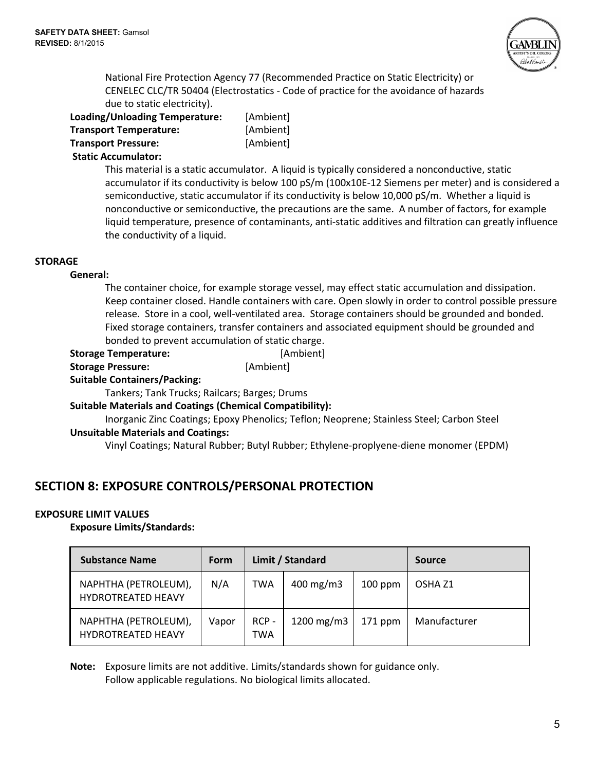National Fire Protection Agency 77 (Recommended Practice on Static Electricity) or CENELEC CLC/TR 50404 (Electrostatics - Code of practice for the avoidance of hazards due to static electricity).

**Loading/Unloading Temperature:** [Ambient]
**Transport Temperature:** [Ambient]
**Transport Pressure:** [Ambient]

**Static Accumulator:**

This material is a static accumulator. A liquid is typically considered a nonconductive, static accumulator if its conductivity is below 100 pS/m (100x10E-12 Siemens per meter) and is considered a semiconductive, static accumulator if its conductivity is below 10,000 pS/m. Whether a liquid is nonconductive or semiconductive, the precautions are the same. A number of factors, for example liquid temperature, presence of contaminants, anti-static additives and filtration can greatly influence the conductivity of a liquid.

**STORAGE**

**General:**

The container choice, for example storage vessel, may effect static accumulation and dissipation. Keep container closed. Handle containers with care. Open slowly in order to control possible pressure release. Store in a cool, well-ventilated area. Storage containers should be grounded and bonded. Fixed storage containers, transfer containers and associated equipment should be grounded and bonded to prevent accumulation of static charge.

**Storage Temperature:** [Ambient]
**Storage Pressure:** [Ambient]

**Suitable Containers/Packing:**

Tankers; Tank Trucks; Railcars; Barges; Drums

**Suitable Materials and Coatings (Chemical Compatibility):**

Inorganic Zinc Coatings; Epoxy Phenolics; Teflon; Neoprene; Stainless Steel; Carbon Steel

**Unsuitable Materials and Coatings:**

Vinyl Coatings; Natural Rubber; Butyl Rubber; Ethylene-proplyene-diene monomer (EPDM)

## SECTION 8: EXPOSURE CONTROLS/PERSONAL PROTECTION

**EXPOSURE LIMIT VALUES**

**Exposure Limits/Standards:**

| Substance Name | Form | Limit / Standard | | | Source |
|---|---|---|---|---|---|
| NAPHTHA (PETROLEUM), HYDROTREATED HEAVY | N/A | TWA | 400 mg/m3 | 100 ppm | OSHA Z1 |
| NAPHTHA (PETROLEUM), HYDROTREATED HEAVY | Vapor | RCP - TWA | 1200 mg/m3 | 171 ppm | Manufacturer |

**Note:** Exposure limits are not additive. Limits/standards shown for guidance only. Follow applicable regulations. No biological limits allocated.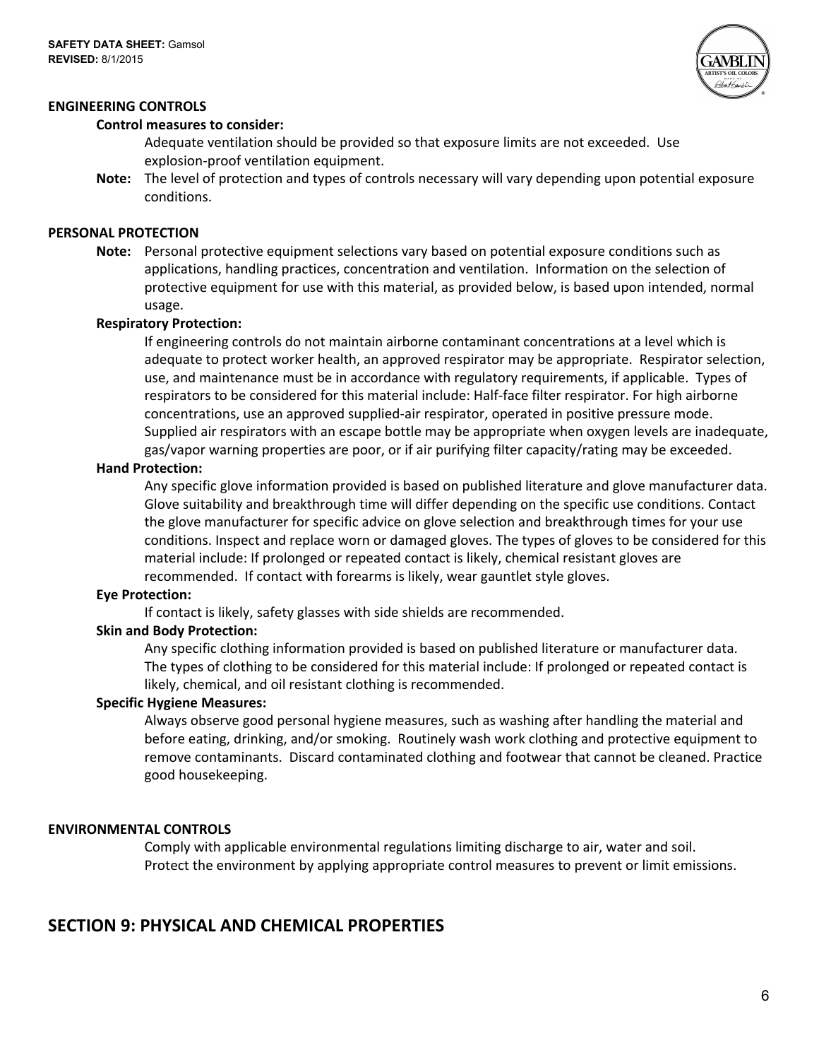**ENGINEERING CONTROLS**

**Control measures to consider:**

Adequate ventilation should be provided so that exposure limits are not exceeded. Use explosion-proof ventilation equipment.

**Note:** The level of protection and types of controls necessary will vary depending upon potential exposure conditions.

**PERSONAL PROTECTION**

**Note:** Personal protective equipment selections vary based on potential exposure conditions such as applications, handling practices, concentration and ventilation. Information on the selection of protective equipment for use with this material, as provided below, is based upon intended, normal usage.

**Respiratory Protection:**

If engineering controls do not maintain airborne contaminant concentrations at a level which is adequate to protect worker health, an approved respirator may be appropriate. Respirator selection, use, and maintenance must be in accordance with regulatory requirements, if applicable. Types of respirators to be considered for this material include: Half-face filter respirator. For high airborne concentrations, use an approved supplied-air respirator, operated in positive pressure mode. Supplied air respirators with an escape bottle may be appropriate when oxygen levels are inadequate, gas/vapor warning properties are poor, or if air purifying filter capacity/rating may be exceeded.

**Hand Protection:**

Any specific glove information provided is based on published literature and glove manufacturer data. Glove suitability and breakthrough time will differ depending on the specific use conditions. Contact the glove manufacturer for specific advice on glove selection and breakthrough times for your use conditions. Inspect and replace worn or damaged gloves. The types of gloves to be considered for this material include: If prolonged or repeated contact is likely, chemical resistant gloves are recommended. If contact with forearms is likely, wear gauntlet style gloves.

**Eye Protection:**

If contact is likely, safety glasses with side shields are recommended.

**Skin and Body Protection:**

Any specific clothing information provided is based on published literature or manufacturer data. The types of clothing to be considered for this material include: If prolonged or repeated contact is likely, chemical, and oil resistant clothing is recommended.

**Specific Hygiene Measures:**

Always observe good personal hygiene measures, such as washing after handling the material and before eating, drinking, and/or smoking. Routinely wash work clothing and protective equipment to remove contaminants. Discard contaminated clothing and footwear that cannot be cleaned. Practice good housekeeping.

**ENVIRONMENTAL CONTROLS**

Comply with applicable environmental regulations limiting discharge to air, water and soil. Protect the environment by applying appropriate control measures to prevent or limit emissions.

## SECTION 9: PHYSICAL AND CHEMICAL PROPERTIES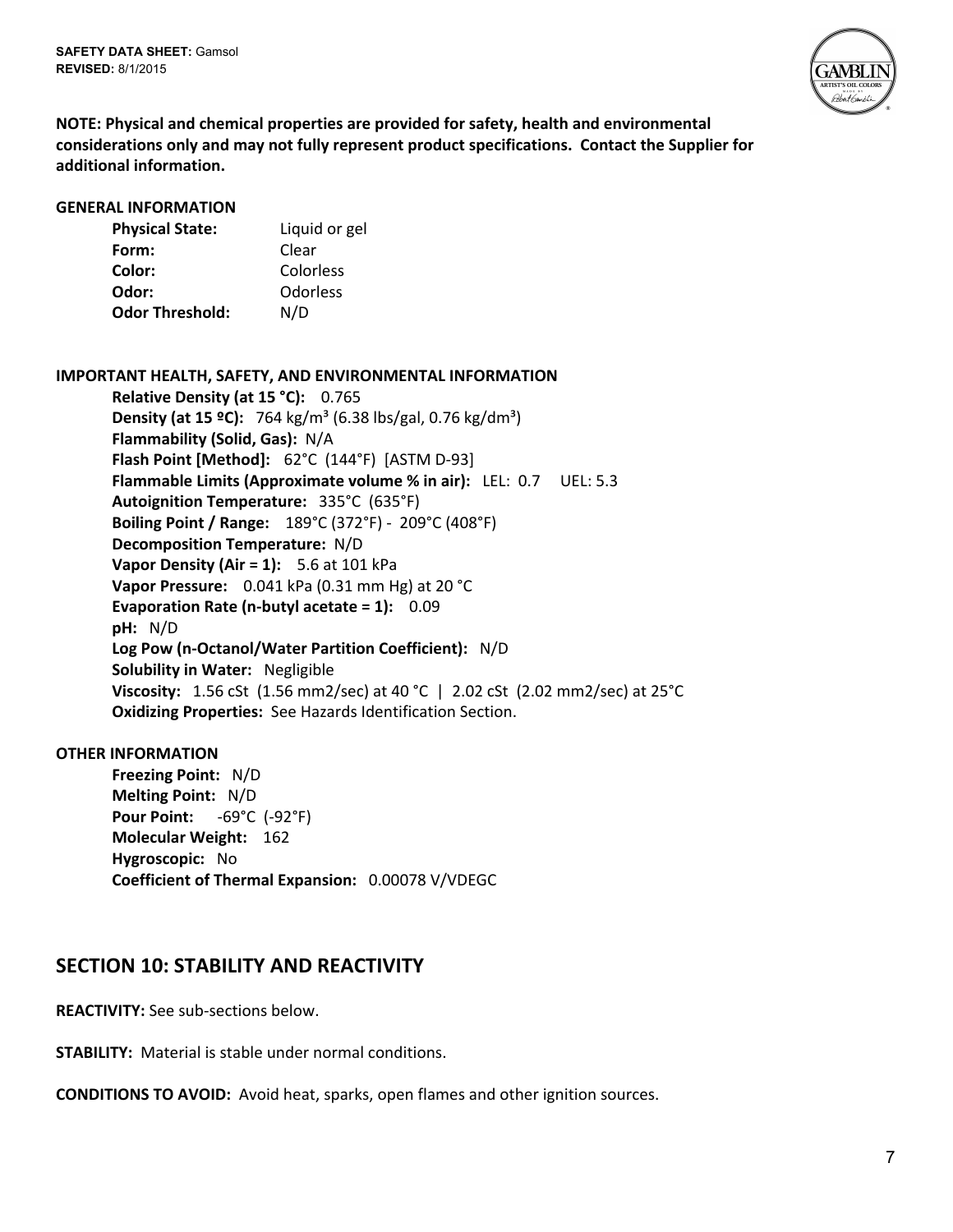**NOTE: Physical and chemical properties are provided for safety, health and environmental considerations only and may not fully represent product specifications. Contact the Supplier for additional information.**

**GENERAL INFORMATION**

**Physical State:** Liquid or gel
**Form:** Clear
**Color:** Colorless
**Odor:** Odorless
**Odor Threshold:** N/D

**IMPORTANT HEALTH, SAFETY, AND ENVIRONMENTAL INFORMATION**

**Relative Density (at 15 °C):** 0.765
**Density (at 15 ºC):** 764 kg/m³ (6.38 lbs/gal, 0.76 kg/dm³)
**Flammability (Solid, Gas):** N/A
**Flash Point [Method]:** 62°C (144°F) [ASTM D-93]
**Flammable Limits (Approximate volume % in air):** LEL: 0.7 UEL: 5.3
**Autoignition Temperature:** 335°C (635°F)
**Boiling Point / Range:** 189°C (372°F) - 209°C (408°F)
**Decomposition Temperature:** N/D
**Vapor Density (Air = 1):** 5.6 at 101 kPa
**Vapor Pressure:** 0.041 kPa (0.31 mm Hg) at 20 °C
**Evaporation Rate (n-butyl acetate = 1):** 0.09
**pH:** N/D
**Log Pow (n-Octanol/Water Partition Coefficient):** N/D
**Solubility in Water:** Negligible
**Viscosity:** 1.56 cSt (1.56 mm2/sec) at 40 °C | 2.02 cSt (2.02 mm2/sec) at 25°C
**Oxidizing Properties:** See Hazards Identification Section.

**OTHER INFORMATION**

**Freezing Point:** N/D
**Melting Point:** N/D
**Pour Point:** -69°C (-92°F)
**Molecular Weight:** 162
**Hygroscopic:** No
**Coefficient of Thermal Expansion:** 0.00078 V/VDEGC

## SECTION 10: STABILITY AND REACTIVITY

**REACTIVITY:** See sub-sections below.

**STABILITY:** Material is stable under normal conditions.

**CONDITIONS TO AVOID:** Avoid heat, sparks, open flames and other ignition sources.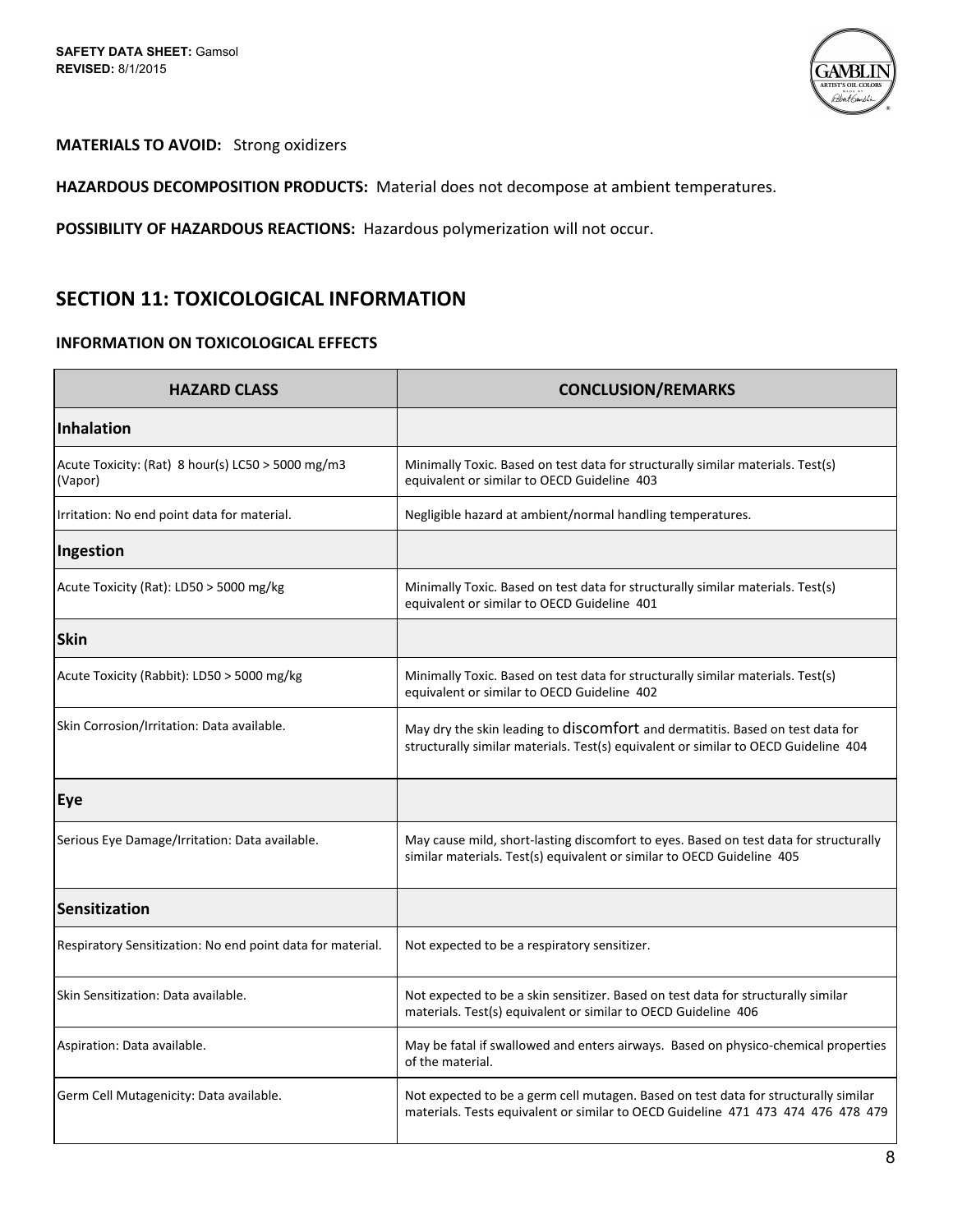**MATERIALS TO AVOID:** Strong oxidizers

**HAZARDOUS DECOMPOSITION PRODUCTS:** Material does not decompose at ambient temperatures.

**POSSIBILITY OF HAZARDOUS REACTIONS:** Hazardous polymerization will not occur.

## SECTION 11: TOXICOLOGICAL INFORMATION

### INFORMATION ON TOXICOLOGICAL EFFECTS

| HAZARD CLASS | CONCLUSION/REMARKS |
|---|---|
| **Inhalation** | |
| Acute Toxicity: (Rat) 8 hour(s) LC50 > 5000 mg/m3 (Vapor) | Minimally Toxic. Based on test data for structurally similar materials. Test(s) equivalent or similar to OECD Guideline 403 |
| Irritation: No end point data for material. | Negligible hazard at ambient/normal handling temperatures. |
| **Ingestion** | |
| Acute Toxicity (Rat): LD50 > 5000 mg/kg | Minimally Toxic. Based on test data for structurally similar materials. Test(s) equivalent or similar to OECD Guideline 401 |
| **Skin** | |
| Acute Toxicity (Rabbit): LD50 > 5000 mg/kg | Minimally Toxic. Based on test data for structurally similar materials. Test(s) equivalent or similar to OECD Guideline 402 |
| Skin Corrosion/Irritation: Data available. | May dry the skin leading to discomfort and dermatitis. Based on test data for structurally similar materials. Test(s) equivalent or similar to OECD Guideline 404 |
| **Eye** | |
| Serious Eye Damage/Irritation: Data available. | May cause mild, short-lasting discomfort to eyes. Based on test data for structurally similar materials. Test(s) equivalent or similar to OECD Guideline 405 |
| **Sensitization** | |
| Respiratory Sensitization: No end point data for material. | Not expected to be a respiratory sensitizer. |
| Skin Sensitization: Data available. | Not expected to be a skin sensitizer. Based on test data for structurally similar materials. Test(s) equivalent or similar to OECD Guideline 406 |
| Aspiration: Data available. | May be fatal if swallowed and enters airways. Based on physico-chemical properties of the material. |
| Germ Cell Mutagenicity: Data available. | Not expected to be a germ cell mutagen. Based on test data for structurally similar materials. Tests equivalent or similar to OECD Guideline 471 473 474 476 478 479 |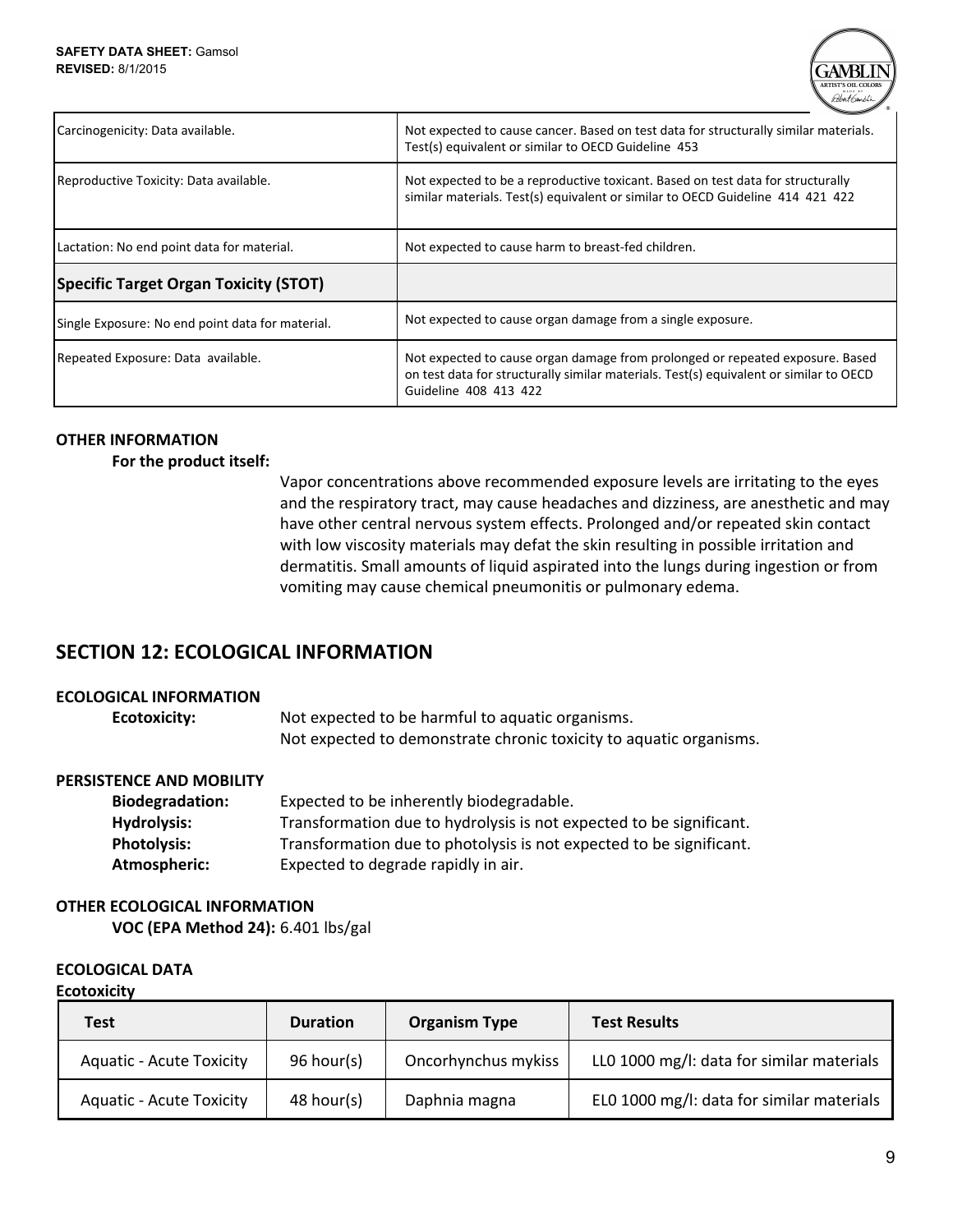| | |
|---|---|
| Carcinogenicity: Data available. | Not expected to cause cancer. Based on test data for structurally similar materials. Test(s) equivalent or similar to OECD Guideline 453 |
| Reproductive Toxicity: Data available. | Not expected to be a reproductive toxicant. Based on test data for structurally similar materials. Test(s) equivalent or similar to OECD Guideline 414 421 422 |
| Lactation: No end point data for material. | Not expected to cause harm to breast-fed children. |
| **Specific Target Organ Toxicity (STOT)** | |
| Single Exposure: No end point data for material. | Not expected to cause organ damage from a single exposure. |
| Repeated Exposure: Data available. | Not expected to cause organ damage from prolonged or repeated exposure. Based on test data for structurally similar materials. Test(s) equivalent or similar to OECD Guideline 408 413 422 |

**OTHER INFORMATION**

**For the product itself:**

Vapor concentrations above recommended exposure levels are irritating to the eyes and the respiratory tract, may cause headaches and dizziness, are anesthetic and may have other central nervous system effects. Prolonged and/or repeated skin contact with low viscosity materials may defat the skin resulting in possible irritation and dermatitis. Small amounts of liquid aspirated into the lungs during ingestion or from vomiting may cause chemical pneumonitis or pulmonary edema.

## SECTION 12: ECOLOGICAL INFORMATION

**ECOLOGICAL INFORMATION**

**Ecotoxicity:** Not expected to be harmful to aquatic organisms.
Not expected to demonstrate chronic toxicity to aquatic organisms.

**PERSISTENCE AND MOBILITY**

**Biodegradation:** Expected to be inherently biodegradable.
**Hydrolysis:** Transformation due to hydrolysis is not expected to be significant.
**Photolysis:** Transformation due to photolysis is not expected to be significant.
**Atmospheric:** Expected to degrade rapidly in air.

**OTHER ECOLOGICAL INFORMATION**

**VOC (EPA Method 24):** 6.401 lbs/gal

**ECOLOGICAL DATA**

**Ecotoxicity**

| Test | Duration | Organism Type | Test Results |
|---|---|---|---|
| Aquatic - Acute Toxicity | 96 hour(s) | Oncorhynchus mykiss | LL0 1000 mg/l: data for similar materials |
| Aquatic - Acute Toxicity | 48 hour(s) | Daphnia magna | EL0 1000 mg/l: data for similar materials |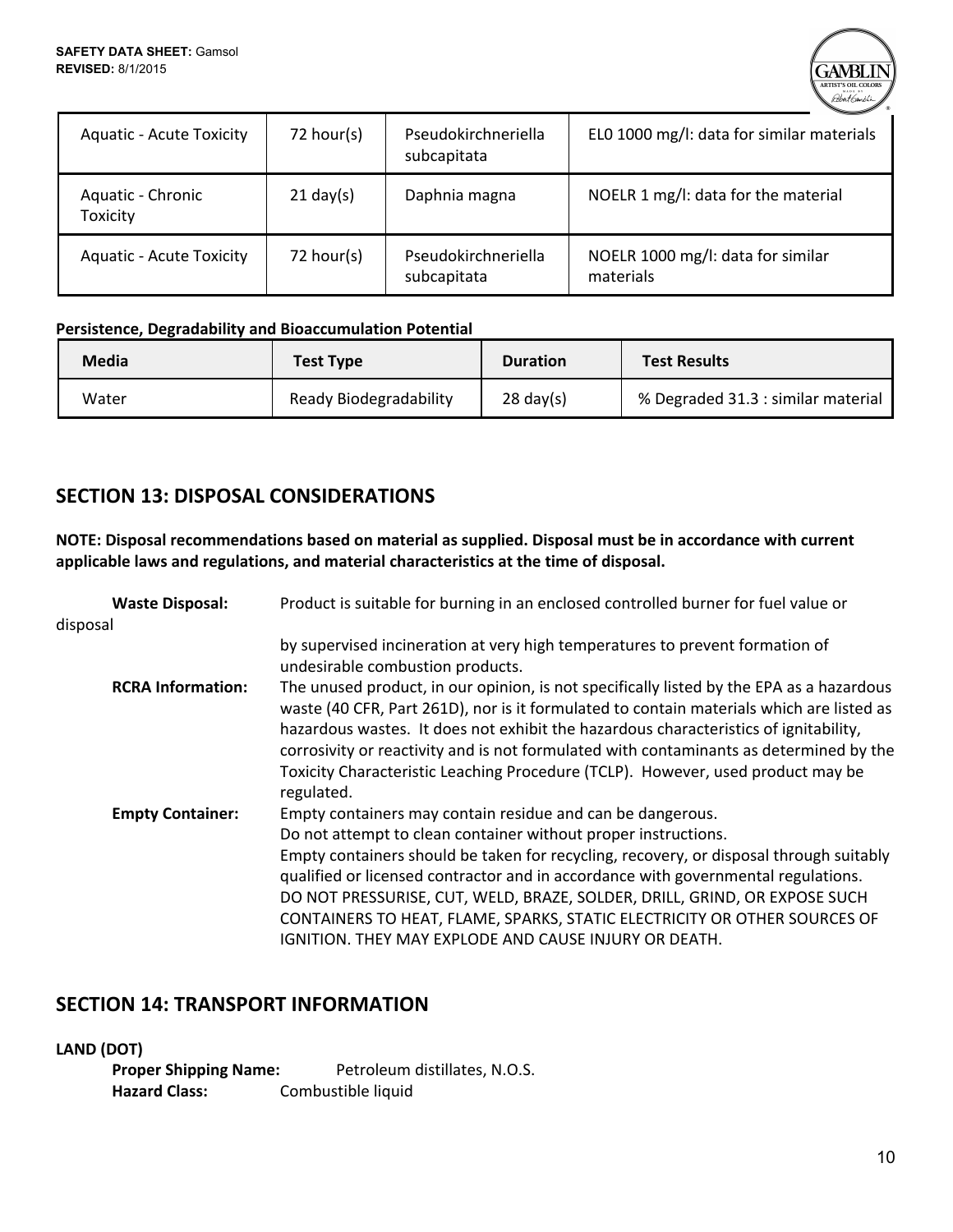| Aquatic - Acute Toxicity | 72 hour(s) | Pseudokirchneriella subcapitata | EL0 1000 mg/l: data for similar materials |
|---|---|---|---|
| Aquatic - Chronic Toxicity | 21 day(s) | Daphnia magna | NOELR 1 mg/l: data for the material |
| Aquatic - Acute Toxicity | 72 hour(s) | Pseudokirchneriella subcapitata | NOELR 1000 mg/l: data for similar materials |

**Persistence, Degradability and Bioaccumulation Potential**

| Media | Test Type | Duration | Test Results |
|---|---|---|---|
| Water | Ready Biodegradability | 28 day(s) | % Degraded 31.3 : similar material |

## SECTION 13: DISPOSAL CONSIDERATIONS

**NOTE: Disposal recommendations based on material as supplied. Disposal must be in accordance with current applicable laws and regulations, and material characteristics at the time of disposal.**

**Waste Disposal:** Product is suitable for burning in an enclosed controlled burner for fuel value or disposal by supervised incineration at very high temperatures to prevent formation of undesirable combustion products.

**RCRA Information:** The unused product, in our opinion, is not specifically listed by the EPA as a hazardous waste (40 CFR, Part 261D), nor is it formulated to contain materials which are listed as hazardous wastes. It does not exhibit the hazardous characteristics of ignitability, corrosivity or reactivity and is not formulated with contaminants as determined by the Toxicity Characteristic Leaching Procedure (TCLP). However, used product may be regulated.

**Empty Container:** Empty containers may contain residue and can be dangerous.
Do not attempt to clean container without proper instructions.
Empty containers should be taken for recycling, recovery, or disposal through suitably qualified or licensed contractor and in accordance with governmental regulations.
DO NOT PRESSURISE, CUT, WELD, BRAZE, SOLDER, DRILL, GRIND, OR EXPOSE SUCH CONTAINERS TO HEAT, FLAME, SPARKS, STATIC ELECTRICITY OR OTHER SOURCES OF IGNITION. THEY MAY EXPLODE AND CAUSE INJURY OR DEATH.

## SECTION 14: TRANSPORT INFORMATION

**LAND (DOT)**

**Proper Shipping Name:** Petroleum distillates, N.O.S.
**Hazard Class:** Combustible liquid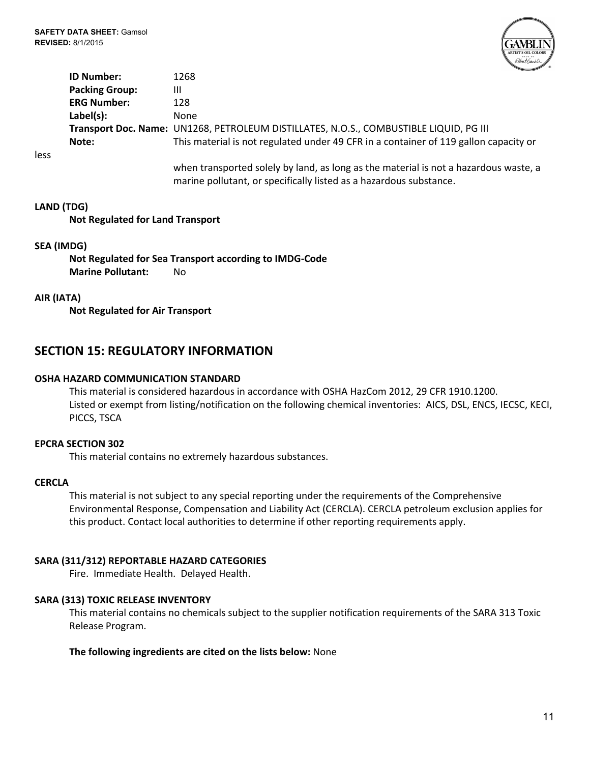**ID Number:** 1268
**Packing Group:** III
**ERG Number:** 128
**Label(s):** None
**Transport Doc. Name:** UN1268, PETROLEUM DISTILLATES, N.O.S., COMBUSTIBLE LIQUID, PG III
**Note:** This material is not regulated under 49 CFR in a container of 119 gallon capacity or less when transported solely by land, as long as the material is not a hazardous waste, a marine pollutant, or specifically listed as a hazardous substance.

**LAND (TDG)**

**Not Regulated for Land Transport**

**SEA (IMDG)**

**Not Regulated for Sea Transport according to IMDG-Code**
**Marine Pollutant:** No

**AIR (IATA)**

**Not Regulated for Air Transport**

## SECTION 15: REGULATORY INFORMATION

**OSHA HAZARD COMMUNICATION STANDARD**

This material is considered hazardous in accordance with OSHA HazCom 2012, 29 CFR 1910.1200.
Listed or exempt from listing/notification on the following chemical inventories: AICS, DSL, ENCS, IECSC, KECI, PICCS, TSCA

**EPCRA SECTION 302**

This material contains no extremely hazardous substances.

**CERCLA**

This material is not subject to any special reporting under the requirements of the Comprehensive Environmental Response, Compensation and Liability Act (CERCLA). CERCLA petroleum exclusion applies for this product. Contact local authorities to determine if other reporting requirements apply.

**SARA (311/312) REPORTABLE HAZARD CATEGORIES**

Fire. Immediate Health. Delayed Health.

**SARA (313) TOXIC RELEASE INVENTORY**

This material contains no chemicals subject to the supplier notification requirements of the SARA 313 Toxic Release Program.

**The following ingredients are cited on the lists below:** None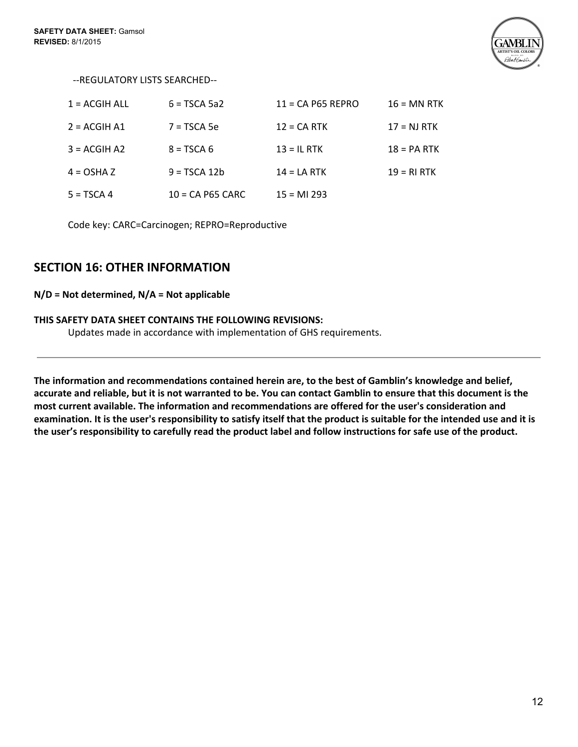--REGULATORY LISTS SEARCHED--

| | | | |
|---|---|---|---|
| 1 = ACGIH ALL | 6 = TSCA 5a2 | 11 = CA P65 REPRO | 16 = MN RTK |
| 2 = ACGIH A1 | 7 = TSCA 5e | 12 = CA RTK | 17 = NJ RTK |
| 3 = ACGIH A2 | 8 = TSCA 6 | 13 = IL RTK | 18 = PA RTK |
| 4 = OSHA Z | 9 = TSCA 12b | 14 = LA RTK | 19 = RI RTK |
| 5 = TSCA 4 | 10 = CA P65 CARC | 15 = MI 293 | |

Code key: CARC=Carcinogen; REPRO=Reproductive

## SECTION 16: OTHER INFORMATION

**N/D = Not determined, N/A = Not applicable**

**THIS SAFETY DATA SHEET CONTAINS THE FOLLOWING REVISIONS:**

Updates made in accordance with implementation of GHS requirements.

---

**The information and recommendations contained herein are, to the best of Gamblin's knowledge and belief, accurate and reliable, but it is not warranted to be. You can contact Gamblin to ensure that this document is the most current available. The information and recommendations are offered for the user's consideration and examination. It is the user's responsibility to satisfy itself that the product is suitable for the intended use and it is the user's responsibility to carefully read the product label and follow instructions for safe use of the product.**